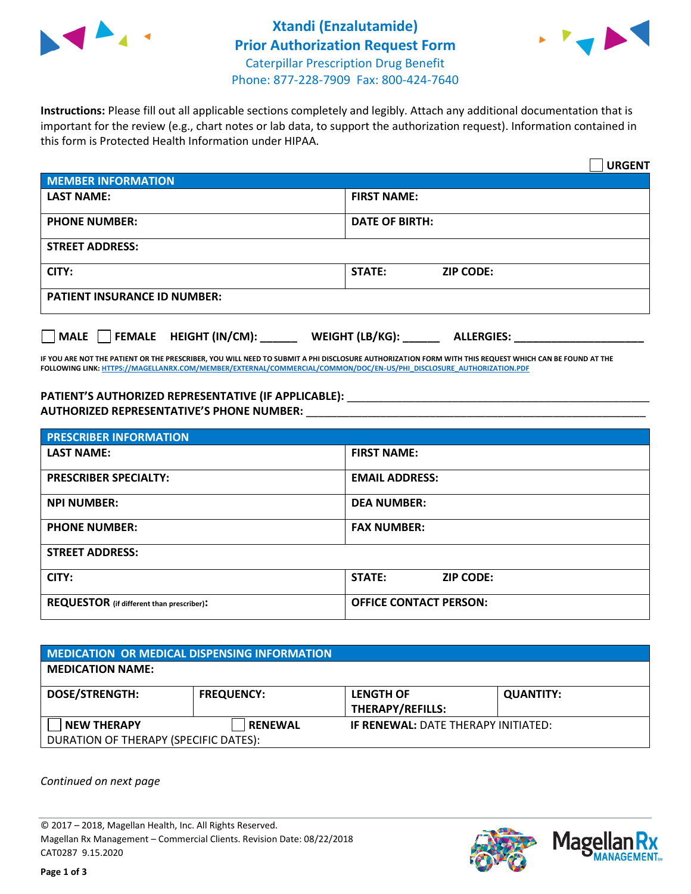# Xtandi (Enzalutamide) Prior Authorization Request Form

Caterpillar Prescription Drug Benefit
Phone: 877-228-7909 Fax: 800-424-7640

**Instructions:** Please fill out all applicable sections completely and legibly. Attach any additional documentation that is important for the review (e.g., chart notes or lab data, to support the authorization request). Information contained in this form is Protected Health Information under HIPAA.

☐ **URGENT**

| **MEMBER INFORMATION** | |
|---|---|
| **LAST NAME:** | **FIRST NAME:** |
| **PHONE NUMBER:** | **DATE OF BIRTH:** |
| **STREET ADDRESS:** | |
| **CITY:** | **STATE:** **ZIP CODE:** |
| **PATIENT INSURANCE ID NUMBER:** | |

☐ **MALE** ☐ **FEMALE** **HEIGHT (IN/CM):** ______ **WEIGHT (LB/KG):** ______ **ALLERGIES:** ____________________

**IF YOU ARE NOT THE PATIENT OR THE PRESCRIBER, YOU WILL NEED TO SUBMIT A PHI DISCLOSURE AUTHORIZATION FORM WITH THIS REQUEST WHICH CAN BE FOUND AT THE FOLLOWING LINK:** HTTPS://MAGELLANRX.COM/MEMBER/EXTERNAL/COMMERCIAL/COMMON/DOC/EN-US/PHI_DISCLOSURE_AUTHORIZATION.PDF

**PATIENT'S AUTHORIZED REPRESENTATIVE (IF APPLICABLE):** ____________________________________________
**AUTHORIZED REPRESENTATIVE'S PHONE NUMBER:** ____________________________________________

| **PRESCRIBER INFORMATION** | |
|---|---|
| **LAST NAME:** | **FIRST NAME:** |
| **PRESCRIBER SPECIALTY:** | **EMAIL ADDRESS:** |
| **NPI NUMBER:** | **DEA NUMBER:** |
| **PHONE NUMBER:** | **FAX NUMBER:** |
| **STREET ADDRESS:** | |
| **CITY:** | **STATE:** **ZIP CODE:** |
| **REQUESTOR** (if different than prescriber): | **OFFICE CONTACT PERSON:** |

| **MEDICATION OR MEDICAL DISPENSING INFORMATION** | | | |
|---|---|---|---|
| **MEDICATION NAME:** | | | |
| **DOSE/STRENGTH:** | **FREQUENCY:** | **LENGTH OF THERAPY/REFILLS:** | **QUANTITY:** |
| ☐ **NEW THERAPY** | ☐ **RENEWAL** | **IF RENEWAL:** DATE THERAPY INITIATED: | |
| DURATION OF THERAPY (SPECIFIC DATES): | | | |

*Continued on next page*

© 2017 – 2018, Magellan Health, Inc. All Rights Reserved.
Magellan Rx Management – Commercial Clients. Revision Date: 08/22/2018
CAT0287 9.15.2020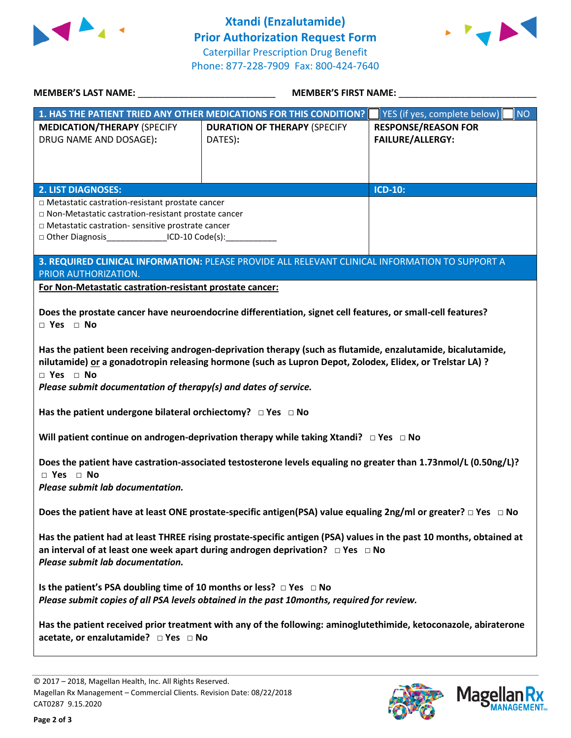# Xtandi (Enzalutamide)
## Prior Authorization Request Form
Caterpillar Prescription Drug Benefit
Phone: 877-228-7909 Fax: 800-424-7640

**MEMBER'S LAST NAME:** ___________________________ **MEMBER'S FIRST NAME:** ___________________________

| **1. HAS THE PATIENT TRIED ANY OTHER MEDICATIONS FOR THIS CONDITION?** | | ☐ YES (if yes, complete below) ☐ NO |
|---|---|---|
| **MEDICATION/THERAPY** (SPECIFY DRUG NAME AND DOSAGE): | **DURATION OF THERAPY** (SPECIFY DATES): | **RESPONSE/REASON FOR FAILURE/ALLERGY:** |
| | | |

| **2. LIST DIAGNOSES:** | **ICD-10:** |
|---|---|
| □ Metastatic castration-resistant prostate cancer<br>□ Non-Metastatic castration-resistant prostate cancer<br>□ Metastatic castration- sensitive prostrate cancer<br>□ Other Diagnosis_____________ICD-10 Code(s):___________ | |

**3. REQUIRED CLINICAL INFORMATION:** PLEASE PROVIDE ALL RELEVANT CLINICAL INFORMATION TO SUPPORT A PRIOR AUTHORIZATION.

**For Non-Metastatic castration-resistant prostate cancer:**

**Does the prostate cancer have neuroendocrine differentiation, signet cell features, or small-cell features?**
**□ Yes □ No**

**Has the patient been receiving androgen-deprivation therapy (such as flutamide, enzalutamide, bicalutamide, nilutamide) or a gonadotropin releasing hormone (such as Lupron Depot, Zolodex, Elidex, or Trelstar LA) ?**
**□ Yes □ No**
***Please submit documentation of therapy(s) and dates of service.***

**Has the patient undergone bilateral orchiectomy? □ Yes □ No**

**Will patient continue on androgen-deprivation therapy while taking Xtandi? □ Yes □ No**

**Does the patient have castration-associated testosterone levels equaling no greater than 1.73nmol/L (0.50ng/L)?**
**□ Yes □ No**
***Please submit lab documentation.***

**Does the patient have at least ONE prostate-specific antigen(PSA) value equaling 2ng/ml or greater? □ Yes □ No**

**Has the patient had at least THREE rising prostate-specific antigen (PSA) values in the past 10 months, obtained at an interval of at least one week apart during androgen deprivation? □ Yes □ No**
***Please submit lab documentation.***

**Is the patient's PSA doubling time of 10 months or less? □ Yes □ No**
***Please submit copies of all PSA levels obtained in the past 10months, required for review.***

**Has the patient received prior treatment with any of the following: aminoglutethimide, ketoconazole, abiraterone acetate, or enzalutamide? □ Yes □ No**

© 2017 – 2018, Magellan Health, Inc. All Rights Reserved.
Magellan Rx Management – Commercial Clients. Revision Date: 08/22/2018
CAT0287 9.15.2020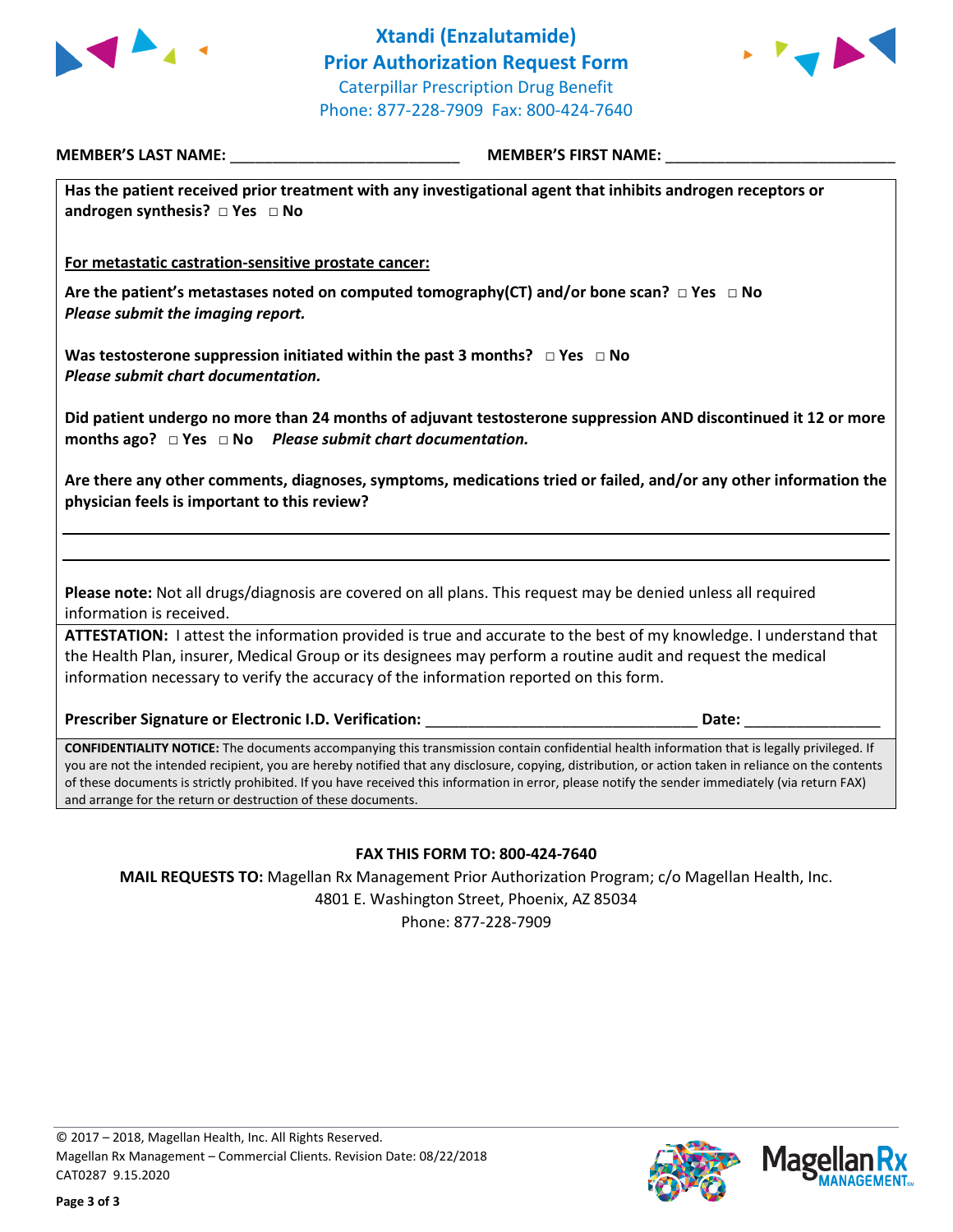# Xtandi (Enzalutamide)
## Prior Authorization Request Form

Caterpillar Prescription Drug Benefit
Phone: 877-228-7909 Fax: 800-424-7640

**MEMBER'S LAST NAME:** ___________________________ **MEMBER'S FIRST NAME:** ___________________________

**Has the patient received prior treatment with any investigational agent that inhibits androgen receptors or androgen synthesis?** □ **Yes** □ **No**

**<u>For metastatic castration-sensitive prostate cancer:</u>**

**Are the patient's metastases noted on computed tomography(CT) and/or bone scan?** □ **Yes** □ **No**
***Please submit the imaging report.***

**Was testosterone suppression initiated within the past 3 months?** □ **Yes** □ **No**
***Please submit chart documentation.***

**Did patient undergo no more than 24 months of adjuvant testosterone suppression AND discontinued it 12 or more months ago?** □ **Yes** □ **No** ***Please submit chart documentation.***

**Are there any other comments, diagnoses, symptoms, medications tried or failed, and/or any other information the physician feels is important to this review?**

_______________________________________________________________________________

_______________________________________________________________________________

**Please note:** Not all drugs/diagnosis are covered on all plans. This request may be denied unless all required information is received.

**ATTESTATION:** I attest the information provided is true and accurate to the best of my knowledge. I understand that the Health Plan, insurer, Medical Group or its designees may perform a routine audit and request the medical information necessary to verify the accuracy of the information reported on this form.

**Prescriber Signature or Electronic I.D. Verification:** ________________________________ **Date:** ________________

**CONFIDENTIALITY NOTICE:** The documents accompanying this transmission contain confidential health information that is legally privileged. If you are not the intended recipient, you are hereby notified that any disclosure, copying, distribution, or action taken in reliance on the contents of these documents is strictly prohibited. If you have received this information in error, please notify the sender immediately (via return FAX) and arrange for the return or destruction of these documents.

**FAX THIS FORM TO: 800-424-7640**

**MAIL REQUESTS TO:** Magellan Rx Management Prior Authorization Program; c/o Magellan Health, Inc.
4801 E. Washington Street, Phoenix, AZ 85034
Phone: 877-228-7909

© 2017 – 2018, Magellan Health, Inc. All Rights Reserved.
Magellan Rx Management – Commercial Clients. Revision Date: 08/22/2018
CAT0287 9.15.2020